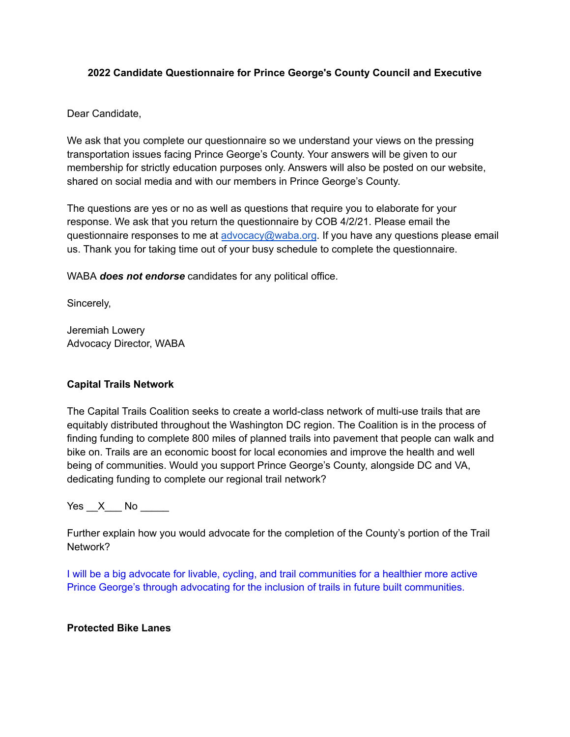**2022 Candidate Questionnaire for Prince George's County Council and Executive**

Dear Candidate,

We ask that you complete our questionnaire so we understand your views on the pressing transportation issues facing Prince George's County. Your answers will be given to our membership for strictly education purposes only. Answers will also be posted on our website, shared on social media and with our members in Prince George's County.

The questions are yes or no as well as questions that require you to elaborate for your response. We ask that you return the questionnaire by COB 4/2/21. Please email the questionnaire responses to me at advocacy@waba.org. If you have any questions please email us. Thank you for taking time out of your busy schedule to complete the questionnaire.

WABA ***does not endorse*** candidates for any political office.

Sincerely,

Jeremiah Lowery
Advocacy Director, WABA

**Capital Trails Network**

The Capital Trails Coalition seeks to create a world-class network of multi-use trails that are equitably distributed throughout the Washington DC region. The Coalition is in the process of finding funding to complete 800 miles of planned trails into pavement that people can walk and bike on. Trails are an economic boost for local economies and improve the health and well being of communities. Would you support Prince George's County, alongside DC and VA, dedicating funding to complete our regional trail network?

Yes __X___ No _____

Further explain how you would advocate for the completion of the County's portion of the Trail Network?

I will be a big advocate for livable, cycling, and trail communities for a healthier more active Prince George's through advocating for the inclusion of trails in future built communities.

**Protected Bike Lanes**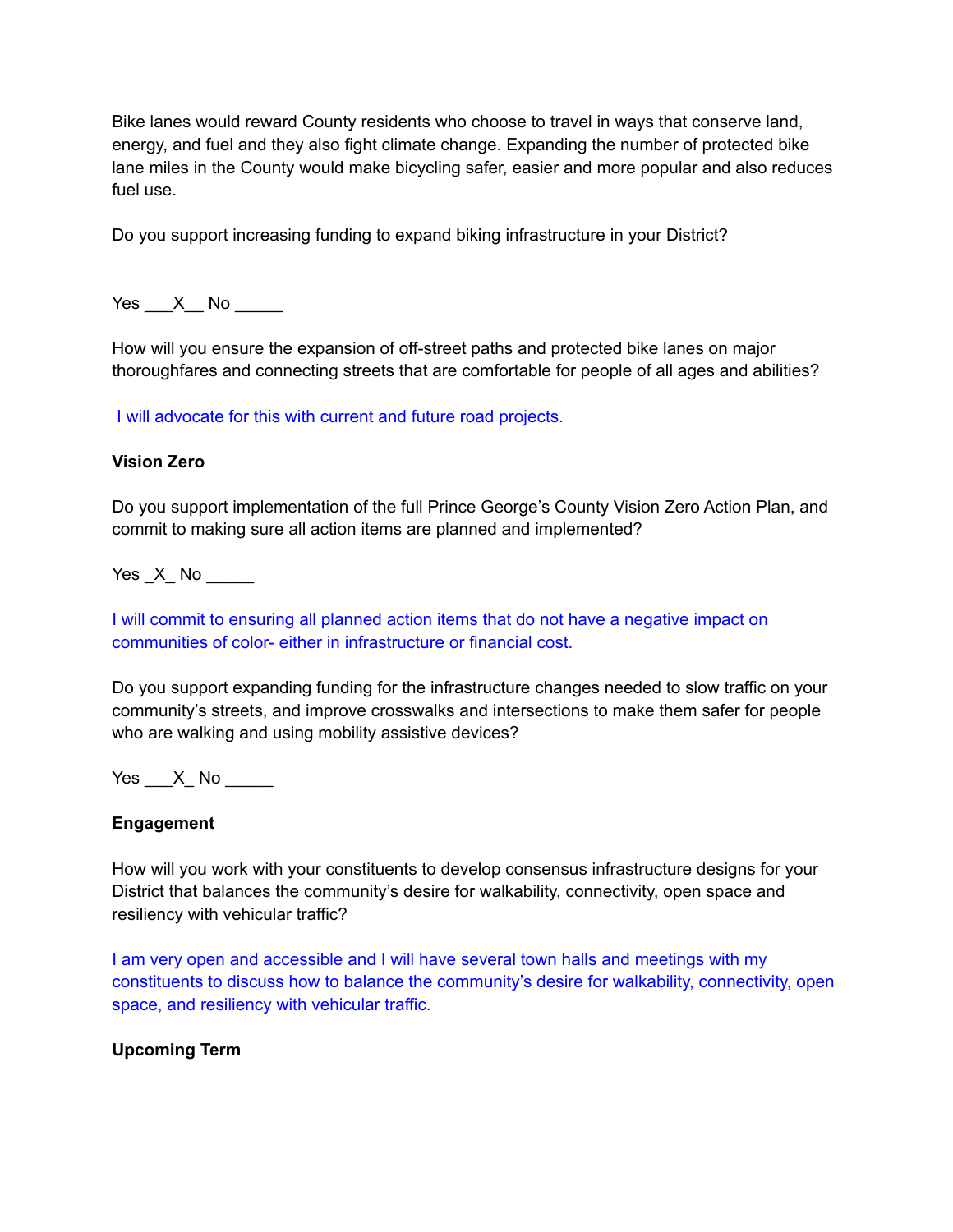Bike lanes would reward County residents who choose to travel in ways that conserve land, energy, and fuel and they also fight climate change. Expanding the number of protected bike lane miles in the County would make bicycling safer, easier and more popular and also reduces fuel use.

Do you support increasing funding to expand biking infrastructure in your District?

Yes ___X__ No _____

How will you ensure the expansion of off-street paths and protected bike lanes on major thoroughfares and connecting streets that are comfortable for people of all ages and abilities?

I will advocate for this with current and future road projects.

**Vision Zero**

Do you support implementation of the full Prince George's County Vision Zero Action Plan, and commit to making sure all action items are planned and implemented?

Yes _X_ No _____

I will commit to ensuring all planned action items that do not have a negative impact on communities of color- either in infrastructure or financial cost.

Do you support expanding funding for the infrastructure changes needed to slow traffic on your community's streets, and improve crosswalks and intersections to make them safer for people who are walking and using mobility assistive devices?

Yes ___X_ No _____

**Engagement**

How will you work with your constituents to develop consensus infrastructure designs for your District that balances the community's desire for walkability, connectivity, open space and resiliency with vehicular traffic?

I am very open and accessible and I will have several town halls and meetings with my constituents to discuss how to balance the community's desire for walkability, connectivity, open space, and resiliency with vehicular traffic.

**Upcoming Term**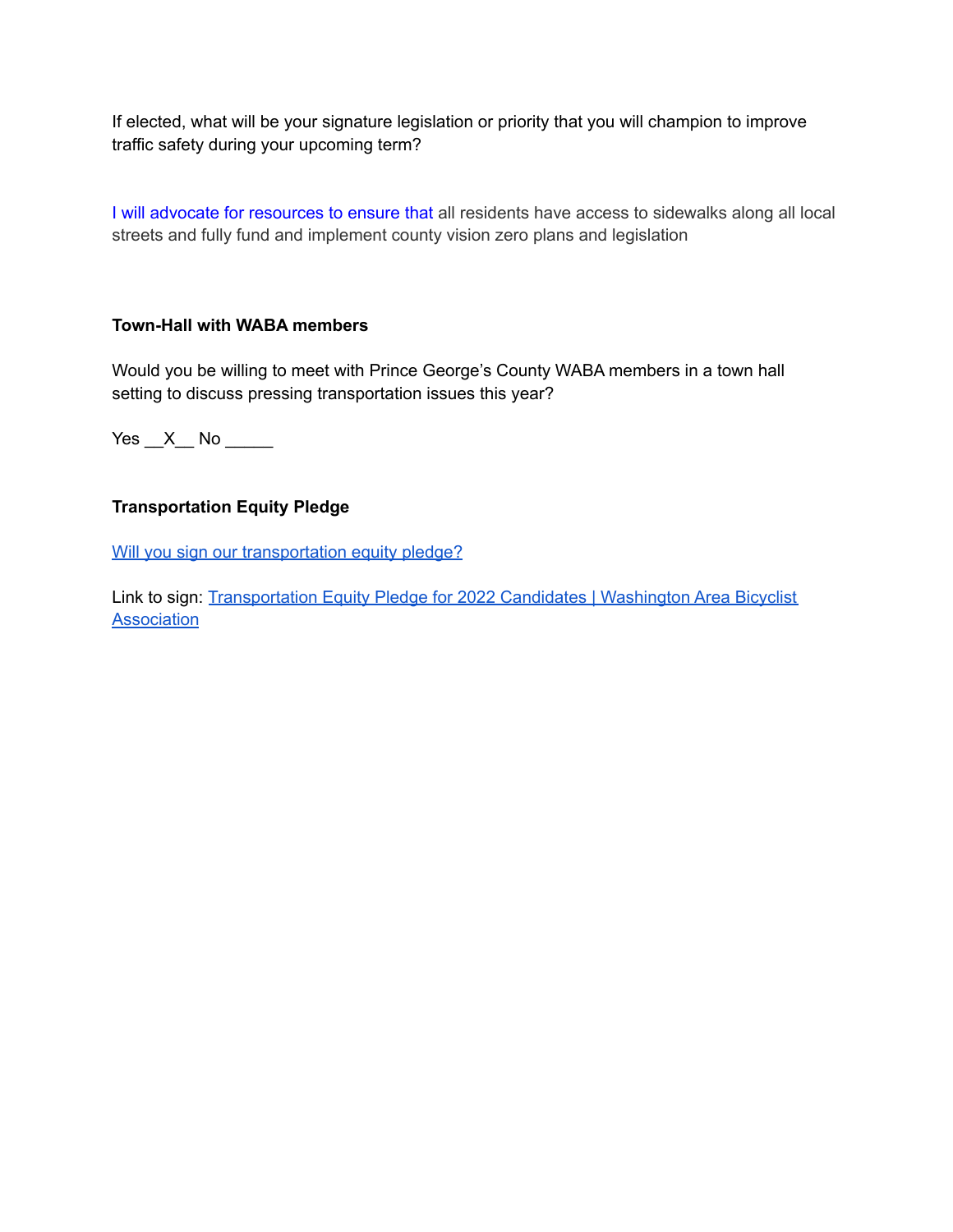If elected, what will be your signature legislation or priority that you will champion to improve traffic safety during your upcoming term?

I will advocate for resources to ensure that all residents have access to sidewalks along all local streets and fully fund and implement county vision zero plans and legislation

**Town-Hall with WABA members**

Would you be willing to meet with Prince George's County WABA members in a town hall setting to discuss pressing transportation issues this year?

Yes \_\_X\_\_ No \_\_\_\_\_

**Transportation Equity Pledge**

Will you sign our transportation equity pledge?

Link to sign: Transportation Equity Pledge for 2022 Candidates | Washington Area Bicyclist Association